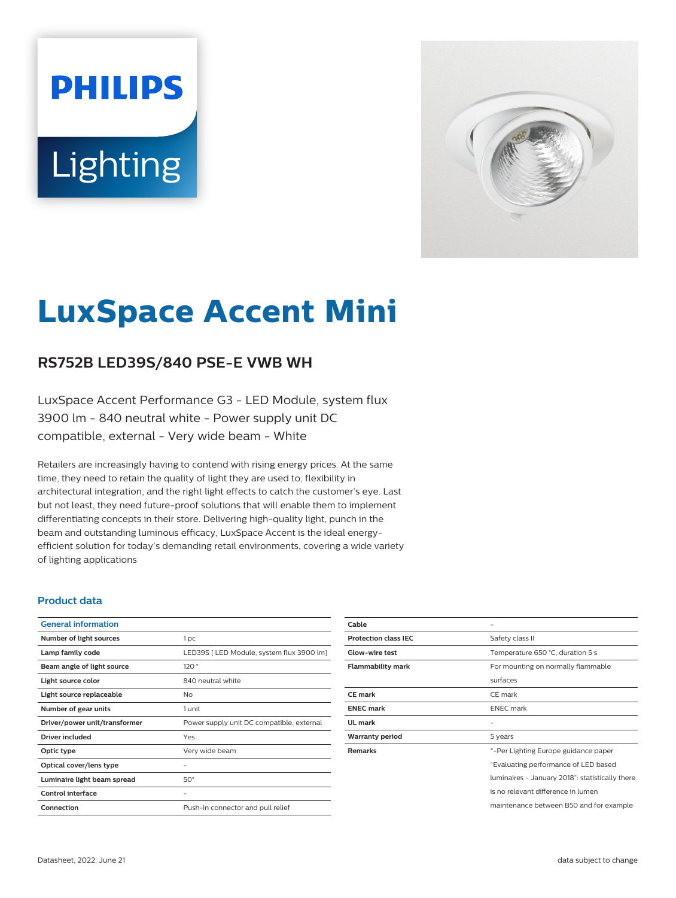PHILIPS

Lighting

# LuxSpace Accent Mini

## RS752B LED39S/840 PSE-E VWB WH

LuxSpace Accent Performance G3 - LED Module, system flux 3900 lm - 840 neutral white - Power supply unit DC compatible, external - Very wide beam - White

Retailers are increasingly having to contend with rising energy prices. At the same time, they need to retain the quality of light they are used to, flexibility in architectural integration, and the right light effects to catch the customer's eye. Last but not least, they need future-proof solutions that will enable them to implement differentiating concepts in their store. Delivering high-quality light, punch in the beam and outstanding luminous efficacy, LuxSpace Accent is the ideal energy-efficient solution for today's demanding retail environments, covering a wide variety of lighting applications

### Product data

| General information | |
|---|---|
| **Number of light sources** | 1 pc |
| **Lamp family code** | LED39S [ LED Module, system flux 3900 lm] |
| **Beam angle of light source** | 120 ° |
| **Light source color** | 840 neutral white |
| **Light source replaceable** | No |
| **Number of gear units** | 1 unit |
| **Driver/power unit/transformer** | Power supply unit DC compatible, external |
| **Driver included** | Yes |
| **Optic type** | Very wide beam |
| **Optical cover/lens type** | - |
| **Luminaire light beam spread** | 50° |
| **Control interface** | - |
| **Connection** | Push-in connector and pull relief |

| | |
|---|---|
| **Cable** | - |
| **Protection class IEC** | Safety class II |
| **Glow-wire test** | Temperature 650 °C, duration 5 s |
| **Flammability mark** | For mounting on normally flammable surfaces |
| **CE mark** | CE mark |
| **ENEC mark** | ENEC mark |
| **UL mark** | - |
| **Warranty period** | 5 years |
| **Remarks** | *-Per Lighting Europe guidance paper "Evaluating performance of LED based luminaires - January 2018": statistically there is no relevant difference in lumen maintenance between B50 and for example |

Datasheet, 2022, June 21

data subject to change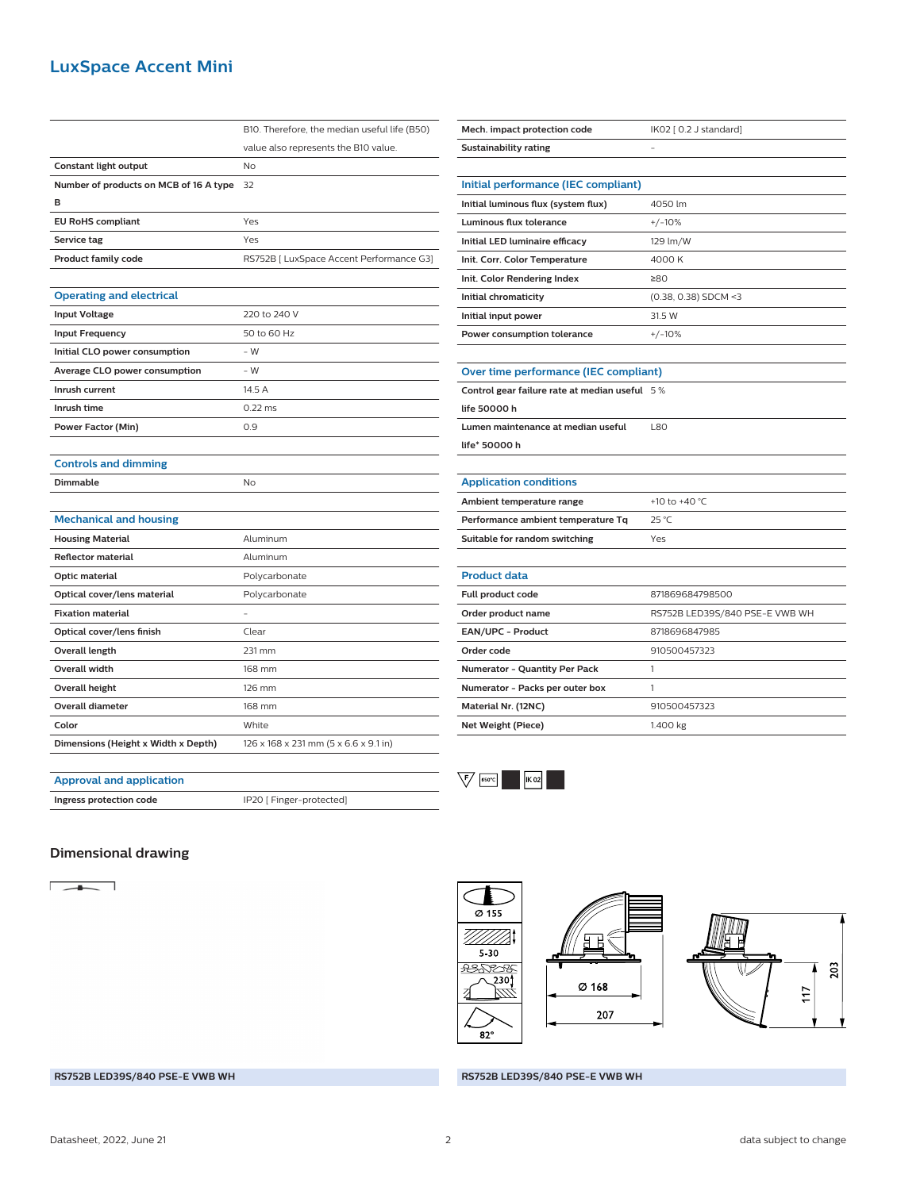# LuxSpace Accent Mini

| | |
|---|---|
| | B10. Therefore, the median useful life (B50) value also represents the B10 value. |
| Constant light output | No |
| Number of products on MCB of 16 A type B | 32 |
| EU RoHS compliant | Yes |
| Service tag | Yes |
| Product family code | RS752B [ LuxSpace Accent Performance G3] |

## Operating and electrical

| | |
|---|---|
| Input Voltage | 220 to 240 V |
| Input Frequency | 50 to 60 Hz |
| Initial CLO power consumption | - W |
| Average CLO power consumption | - W |
| Inrush current | 14.5 A |
| Inrush time | 0.22 ms |
| Power Factor (Min) | 0.9 |

## Controls and dimming

| | |
|---|---|
| Dimmable | No |

## Mechanical and housing

| | |
|---|---|
| Housing Material | Aluminum |
| Reflector material | Aluminum |
| Optic material | Polycarbonate |
| Optical cover/lens material | Polycarbonate |
| Fixation material | - |
| Optical cover/lens finish | Clear |
| Overall length | 231 mm |
| Overall width | 168 mm |
| Overall height | 126 mm |
| Overall diameter | 168 mm |
| Color | White |
| Dimensions (Height x Width x Depth) | 126 x 168 x 231 mm (5 x 6.6 x 9.1 in) |

## Approval and application

| | |
|---|---|
| Ingress protection code | IP20 [ Finger-protected] |
| Mech. impact protection code | IK02 [ 0.2 J standard] |
| Sustainability rating | - |

## Initial performance (IEC compliant)

| | |
|---|---|
| Initial luminous flux (system flux) | 4050 lm |
| Luminous flux tolerance | +/-10% |
| Initial LED luminaire efficacy | 129 lm/W |
| Init. Corr. Color Temperature | 4000 K |
| Init. Color Rendering Index | ≥80 |
| Initial chromaticity | (0.38, 0.38) SDCM <3 |
| Initial input power | 31.5 W |
| Power consumption tolerance | +/-10% |

## Over time performance (IEC compliant)

| | |
|---|---|
| Control gear failure rate at median useful life 50000 h | 5 % |
| Lumen maintenance at median useful life* 50000 h | L80 |

## Application conditions

| | |
|---|---|
| Ambient temperature range | +10 to +40 °C |
| Performance ambient temperature Tq | 25 °C |
| Suitable for random switching | Yes |

## Product data

| | |
|---|---|
| Full product code | 871869684798500 |
| Order product name | RS752B LED39S/840 PSE-E VWB WH |
| EAN/UPC - Product | 8718696847985 |
| Order code | 910500457323 |
| Numerator - Quantity Per Pack | 1 |
| Numerator - Packs per outer box | 1 |
| Material Nr. (12NC) | 910500457323 |
| Net Weight (Piece) | 1.400 kg |

## Dimensional drawing

RS752B LED39S/840 PSE-E VWB WH

Ø 155
5-30
230
82°
Ø 168
207
117
203

RS752B LED39S/840 PSE-E VWB WH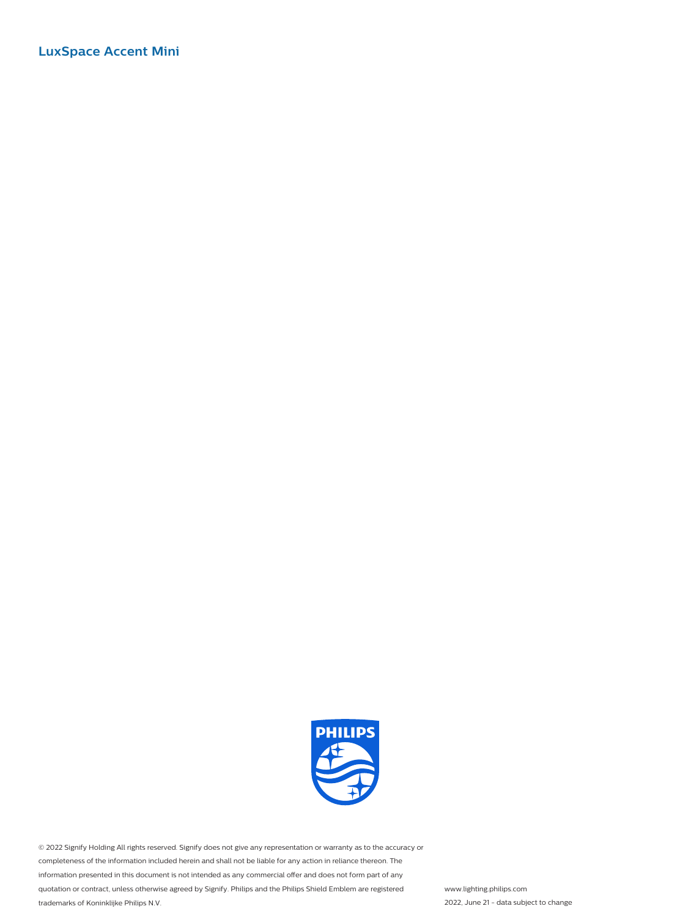# LuxSpace Accent Mini

© 2022 Signify Holding All rights reserved. Signify does not give any representation or warranty as to the accuracy or completeness of the information included herein and shall not be liable for any action in reliance thereon. The information presented in this document is not intended as any commercial offer and does not form part of any quotation or contract, unless otherwise agreed by Signify. Philips and the Philips Shield Emblem are registered trademarks of Koninklijke Philips N.V.

www.lighting.philips.com

2022, June 21 - data subject to change